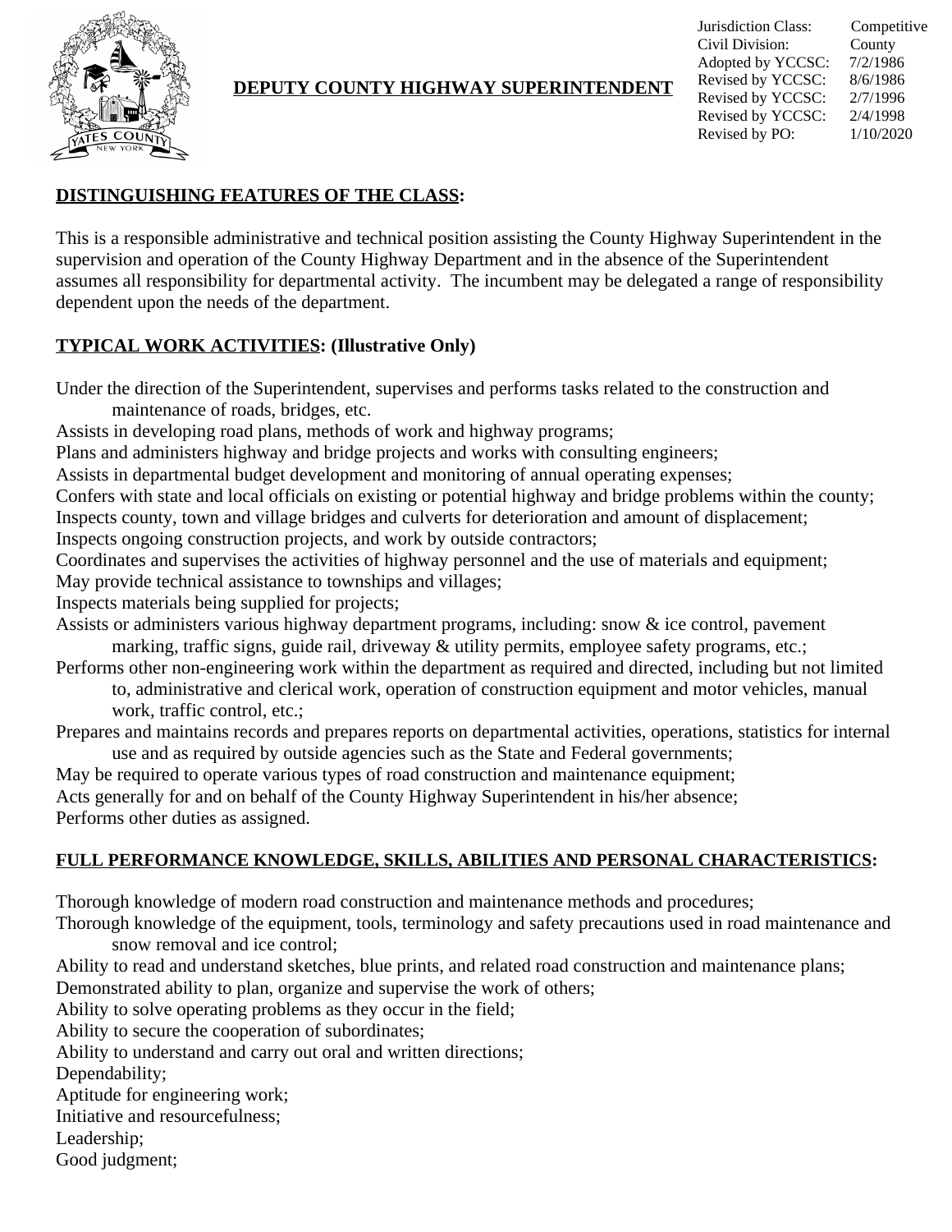# DEPUTY COUNTY HIGHWAY SUPERINTENDENT

| | |
|---|---|
| Jurisdiction Class: | Competitive |
| Civil Division: | County |
| Adopted by YCCSC: | 7/2/1986 |
| Revised by YCCSC: | 8/6/1986 |
| Revised by YCCSC: | 2/7/1996 |
| Revised by YCCSC: | 2/4/1998 |
| Revised by PO: | 1/10/2020 |

## DISTINGUISHING FEATURES OF THE CLASS:

This is a responsible administrative and technical position assisting the County Highway Superintendent in the supervision and operation of the County Highway Department and in the absence of the Superintendent assumes all responsibility for departmental activity. The incumbent may be delegated a range of responsibility dependent upon the needs of the department.

## TYPICAL WORK ACTIVITIES: (Illustrative Only)

Under the direction of the Superintendent, supervises and performs tasks related to the construction and maintenance of roads, bridges, etc.
Assists in developing road plans, methods of work and highway programs;
Plans and administers highway and bridge projects and works with consulting engineers;
Assists in departmental budget development and monitoring of annual operating expenses;
Confers with state and local officials on existing or potential highway and bridge problems within the county;
Inspects county, town and village bridges and culverts for deterioration and amount of displacement;
Inspects ongoing construction projects, and work by outside contractors;
Coordinates and supervises the activities of highway personnel and the use of materials and equipment;
May provide technical assistance to townships and villages;
Inspects materials being supplied for projects;
Assists or administers various highway department programs, including: snow & ice control, pavement marking, traffic signs, guide rail, driveway & utility permits, employee safety programs, etc.;
Performs other non-engineering work within the department as required and directed, including but not limited to, administrative and clerical work, operation of construction equipment and motor vehicles, manual work, traffic control, etc.;
Prepares and maintains records and prepares reports on departmental activities, operations, statistics for internal use and as required by outside agencies such as the State and Federal governments;
May be required to operate various types of road construction and maintenance equipment;
Acts generally for and on behalf of the County Highway Superintendent in his/her absence;
Performs other duties as assigned.

## FULL PERFORMANCE KNOWLEDGE, SKILLS, ABILITIES AND PERSONAL CHARACTERISTICS:

Thorough knowledge of modern road construction and maintenance methods and procedures;
Thorough knowledge of the equipment, tools, terminology and safety precautions used in road maintenance and snow removal and ice control;
Ability to read and understand sketches, blue prints, and related road construction and maintenance plans;
Demonstrated ability to plan, organize and supervise the work of others;
Ability to solve operating problems as they occur in the field;
Ability to secure the cooperation of subordinates;
Ability to understand and carry out oral and written directions;
Dependability;
Aptitude for engineering work;
Initiative and resourcefulness;
Leadership;
Good judgment;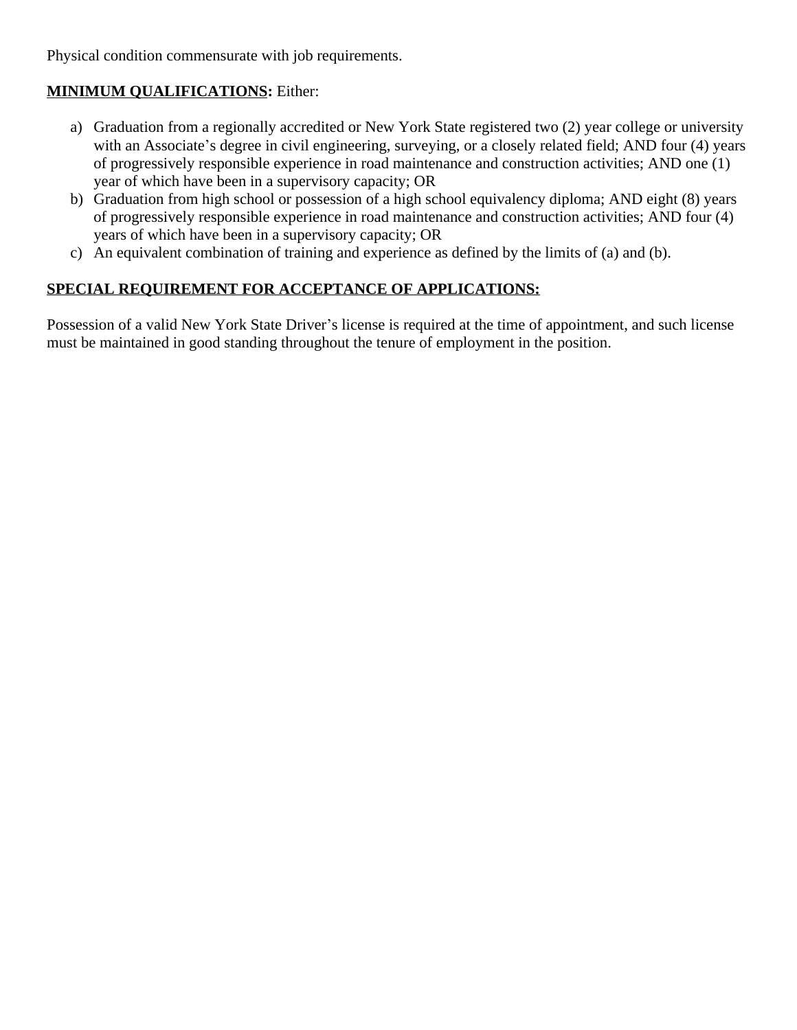Physical condition commensurate with job requirements.

**MINIMUM QUALIFICATIONS:** Either:

a) Graduation from a regionally accredited or New York State registered two (2) year college or university with an Associate's degree in civil engineering, surveying, or a closely related field; AND four (4) years of progressively responsible experience in road maintenance and construction activities; AND one (1) year of which have been in a supervisory capacity; OR
b) Graduation from high school or possession of a high school equivalency diploma; AND eight (8) years of progressively responsible experience in road maintenance and construction activities; AND four (4) years of which have been in a supervisory capacity; OR
c) An equivalent combination of training and experience as defined by the limits of (a) and (b).

**SPECIAL REQUIREMENT FOR ACCEPTANCE OF APPLICATIONS:**

Possession of a valid New York State Driver's license is required at the time of appointment, and such license must be maintained in good standing throughout the tenure of employment in the position.